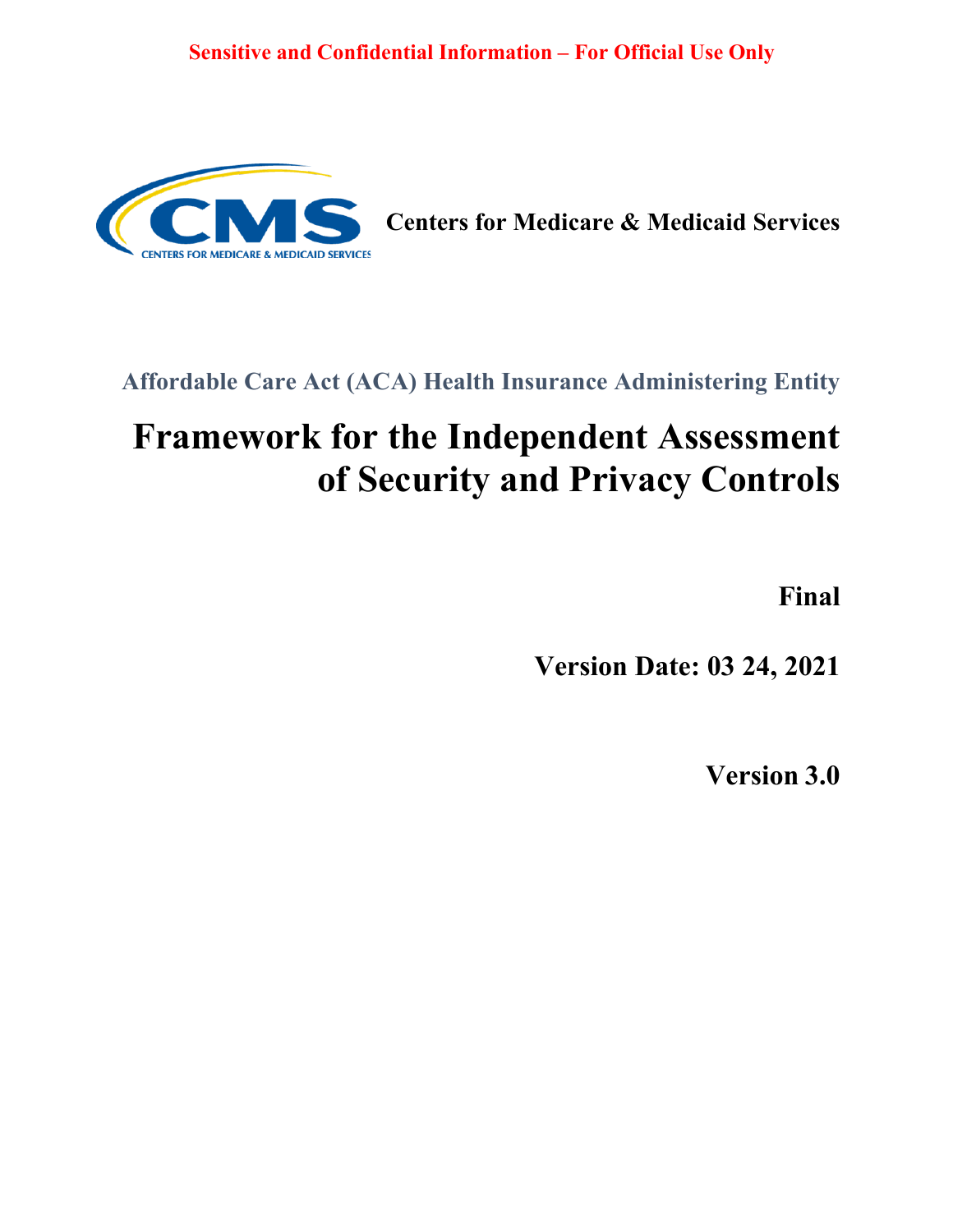Sensitive and Confidential Information – For Official Use Only

Centers for Medicare & Medicaid Services

Affordable Care Act (ACA) Health Insurance Administering Entity

# Framework for the Independent Assessment of Security and Privacy Controls

**Final**

**Version Date: 03 24, 2021**

**Version 3.0**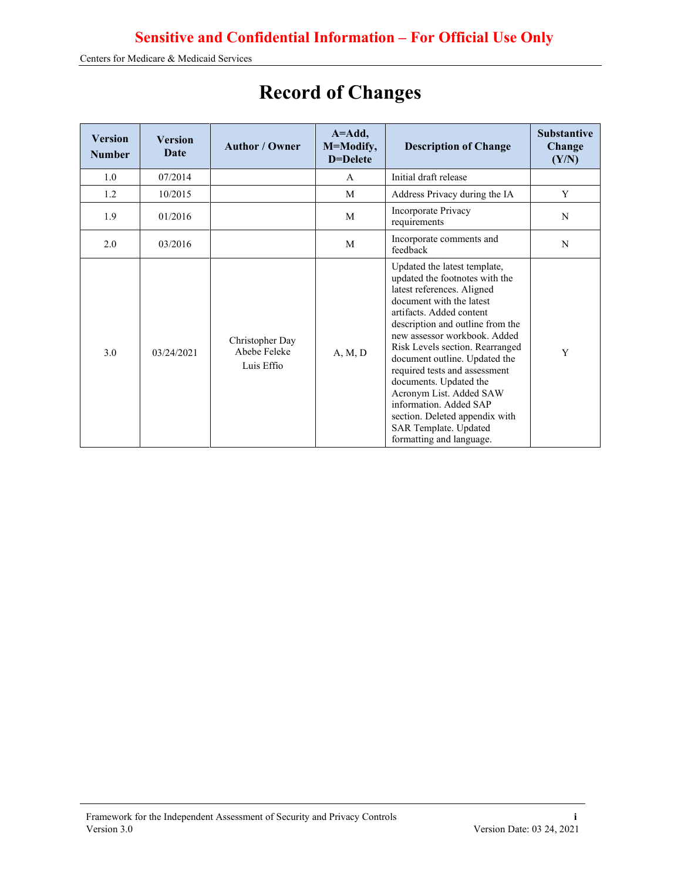# Record of Changes

| Version Number | Version Date | Author / Owner | A=Add, M=Modify, D=Delete | Description of Change | Substantive Change (Y/N) |
|---|---|---|---|---|---|
| 1.0 | 07/2014 | | A | Initial draft release | |
| 1.2 | 10/2015 | | M | Address Privacy during the IA | Y |
| 1.9 | 01/2016 | | M | Incorporate Privacy requirements | N |
| 2.0 | 03/2016 | | M | Incorporate comments and feedback | N |
| 3.0 | 03/24/2021 | Christopher Day Abebe Feleke Luis Effio | A, M, D | Updated the latest template, updated the footnotes with the latest references. Aligned document with the latest artifacts. Added content description and outline from the new assessor workbook. Added Risk Levels section. Rearranged document outline. Updated the required tests and assessment documents. Updated the Acronym List. Added SAW information. Added SAP section. Deleted appendix with SAR Template. Updated formatting and language. | Y |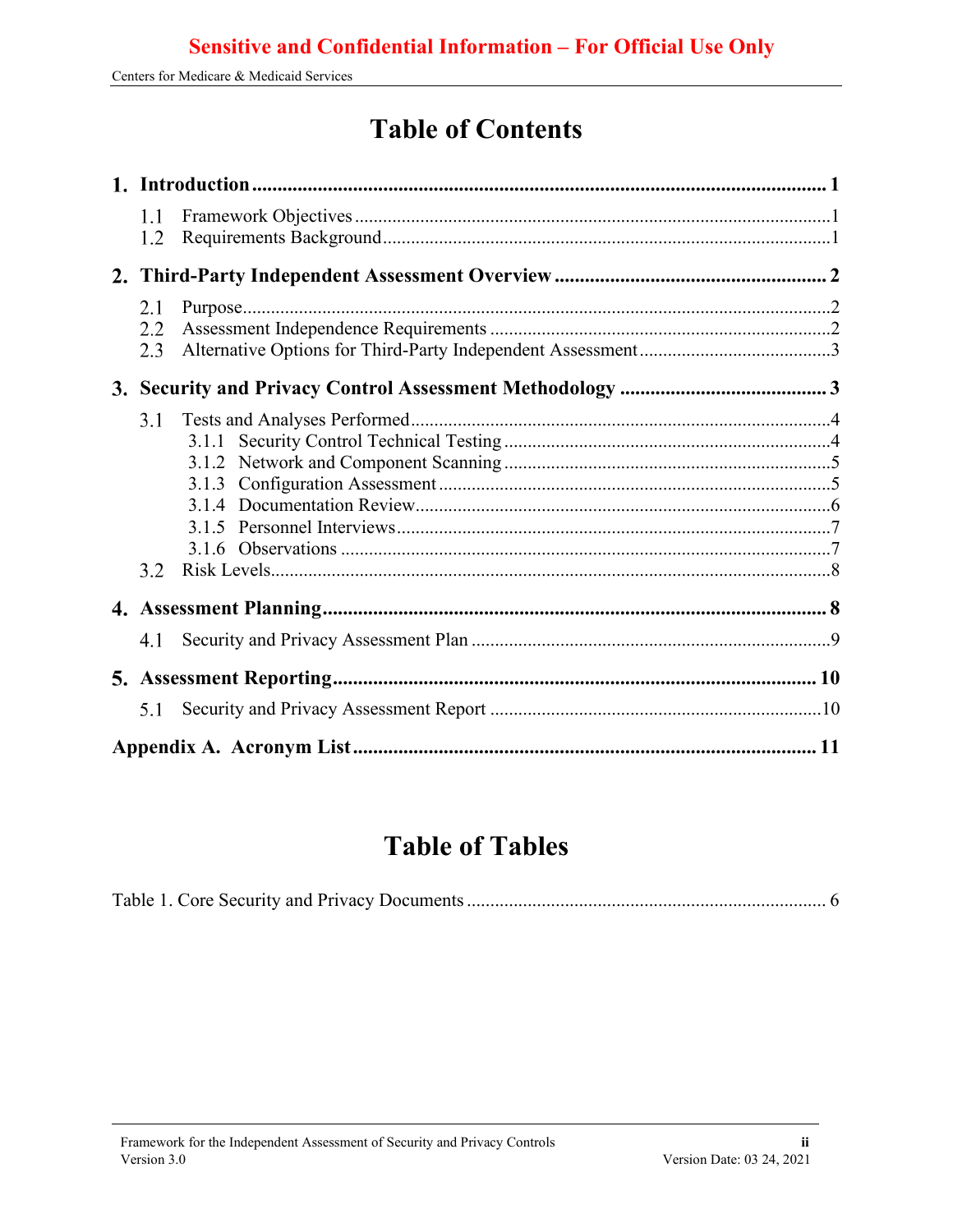# Table of Contents

**1. Introduction** ........................................................................................................ **1**

- 1.1 Framework Objectives ........................................................................................ 1
- 1.2 Requirements Background ................................................................................. 1

**2. Third-Party Independent Assessment Overview** ...................................................... **2**

- 2.1 Purpose ................................................................................................................ 2
- 2.2 Assessment Independence Requirements ........................................................... 2
- 2.3 Alternative Options for Third-Party Independent Assessment ............................ 3

**3. Security and Privacy Control Assessment Methodology** ........................................... **3**

- 3.1 Tests and Analyses Performed ............................................................................. 4
  - 3.1.1 Security Control Technical Testing ............................................................ 4
  - 3.1.2 Network and Component Scanning ............................................................ 5
  - 3.1.3 Configuration Assessment .......................................................................... 5
  - 3.1.4 Documentation Review ............................................................................... 6
  - 3.1.5 Personnel Interviews ................................................................................... 7
  - 3.1.6 Observations ................................................................................................ 7
- 3.2 Risk Levels ............................................................................................................ 8

**4. Assessment Planning** ................................................................................................ **8**

- 4.1 Security and Privacy Assessment Plan ................................................................. 9

**5. Assessment Reporting** ............................................................................................. **10**

- 5.1 Security and Privacy Assessment Report ........................................................... 10

**Appendix A. Acronym List** ......................................................................................... **11**

# Table of Tables

Table 1. Core Security and Privacy Documents ............................................................... 6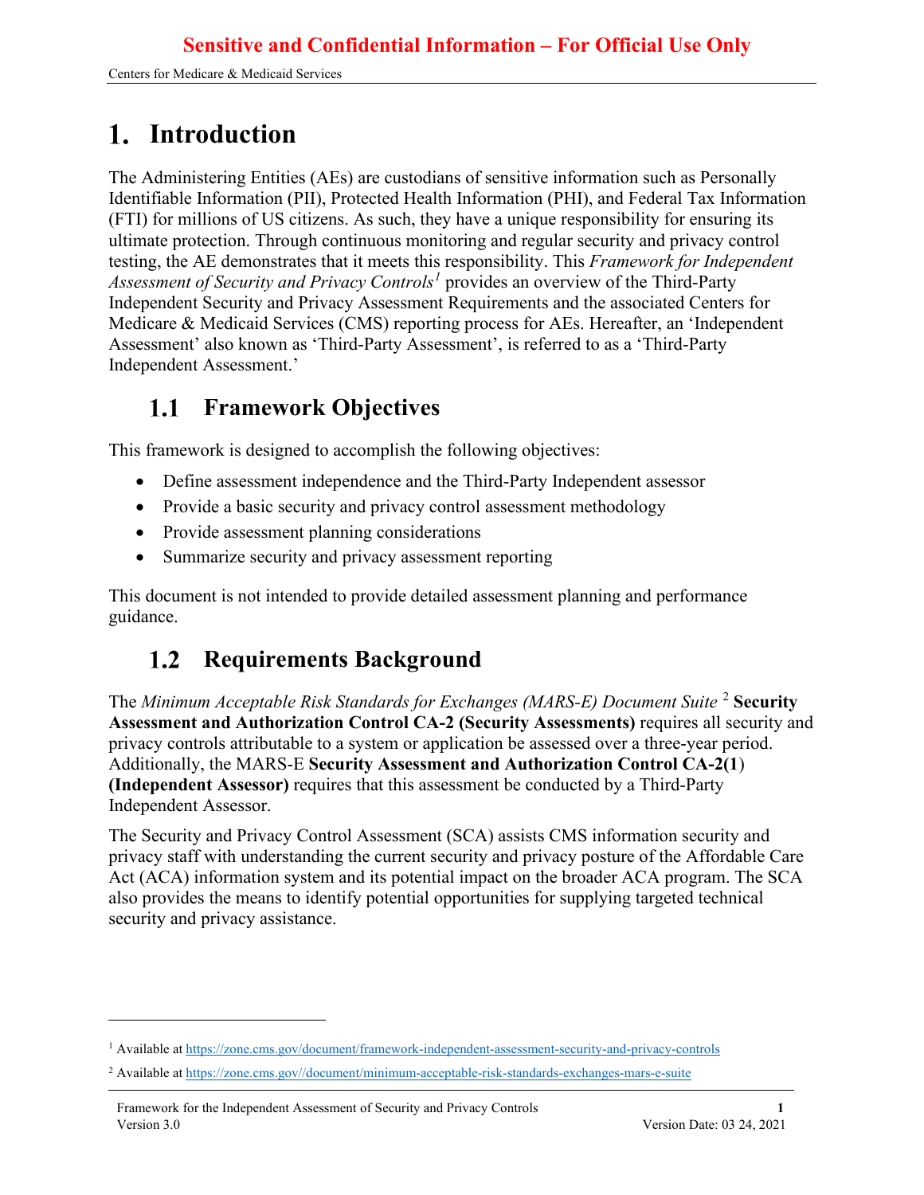# 1. Introduction

The Administering Entities (AEs) are custodians of sensitive information such as Personally Identifiable Information (PII), Protected Health Information (PHI), and Federal Tax Information (FTI) for millions of US citizens. As such, they have a unique responsibility for ensuring its ultimate protection. Through continuous monitoring and regular security and privacy control testing, the AE demonstrates that it meets this responsibility. This *Framework for Independent Assessment of Security and Privacy Controls*[1] provides an overview of the Third-Party Independent Security and Privacy Assessment Requirements and the associated Centers for Medicare & Medicaid Services (CMS) reporting process for AEs. Hereafter, an 'Independent Assessment' also known as 'Third-Party Assessment', is referred to as a 'Third-Party Independent Assessment.'

## 1.1 Framework Objectives

This framework is designed to accomplish the following objectives:

- Define assessment independence and the Third-Party Independent assessor
- Provide a basic security and privacy control assessment methodology
- Provide assessment planning considerations
- Summarize security and privacy assessment reporting

This document is not intended to provide detailed assessment planning and performance guidance.

## 1.2 Requirements Background

The *Minimum Acceptable Risk Standards for Exchanges (MARS-E) Document Suite* [2] **Security Assessment and Authorization Control CA-2 (Security Assessments)** requires all security and privacy controls attributable to a system or application be assessed over a three-year period. Additionally, the MARS-E **Security Assessment and Authorization Control CA-2(1) (Independent Assessor)** requires that this assessment be conducted by a Third-Party Independent Assessor.

The Security and Privacy Control Assessment (SCA) assists CMS information security and privacy staff with understanding the current security and privacy posture of the Affordable Care Act (ACA) information system and its potential impact on the broader ACA program. The SCA also provides the means to identify potential opportunities for supplying targeted technical security and privacy assistance.

---

[1] Available at https://zone.cms.gov/document/framework-independent-assessment-security-and-privacy-controls

[2] Available at https://zone.cms.gov//document/minimum-acceptable-risk-standards-exchanges-mars-e-suite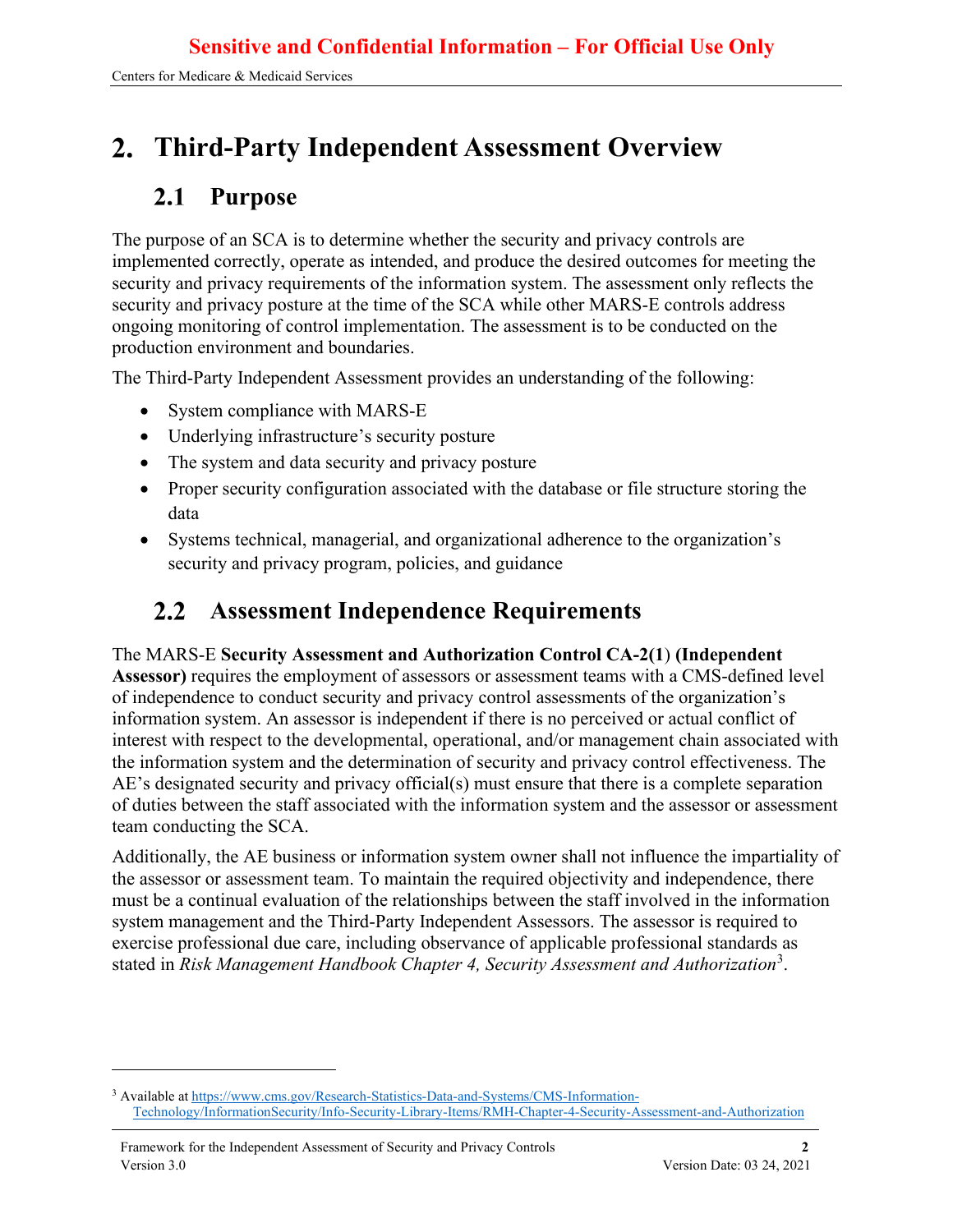# 2. Third-Party Independent Assessment Overview

## 2.1 Purpose

The purpose of an SCA is to determine whether the security and privacy controls are implemented correctly, operate as intended, and produce the desired outcomes for meeting the security and privacy requirements of the information system. The assessment only reflects the security and privacy posture at the time of the SCA while other MARS-E controls address ongoing monitoring of control implementation. The assessment is to be conducted on the production environment and boundaries.

The Third-Party Independent Assessment provides an understanding of the following:

- System compliance with MARS-E
- Underlying infrastructure's security posture
- The system and data security and privacy posture
- Proper security configuration associated with the database or file structure storing the data
- Systems technical, managerial, and organizational adherence to the organization's security and privacy program, policies, and guidance

## 2.2 Assessment Independence Requirements

The MARS-E **Security Assessment and Authorization Control CA-2(1) (Independent Assessor)** requires the employment of assessors or assessment teams with a CMS-defined level of independence to conduct security and privacy control assessments of the organization's information system. An assessor is independent if there is no perceived or actual conflict of interest with respect to the developmental, operational, and/or management chain associated with the information system and the determination of security and privacy control effectiveness. The AE's designated security and privacy official(s) must ensure that there is a complete separation of duties between the staff associated with the information system and the assessor or assessment team conducting the SCA.

Additionally, the AE business or information system owner shall not influence the impartiality of the assessor or assessment team. To maintain the required objectivity and independence, there must be a continual evaluation of the relationships between the staff involved in the information system management and the Third-Party Independent Assessors. The assessor is required to exercise professional due care, including observance of applicable professional standards as stated in *Risk Management Handbook Chapter 4, Security Assessment and Authorization*[3].

[3] Available at https://www.cms.gov/Research-Statistics-Data-and-Systems/CMS-Information-Technology/InformationSecurity/Info-Security-Library-Items/RMH-Chapter-4-Security-Assessment-and-Authorization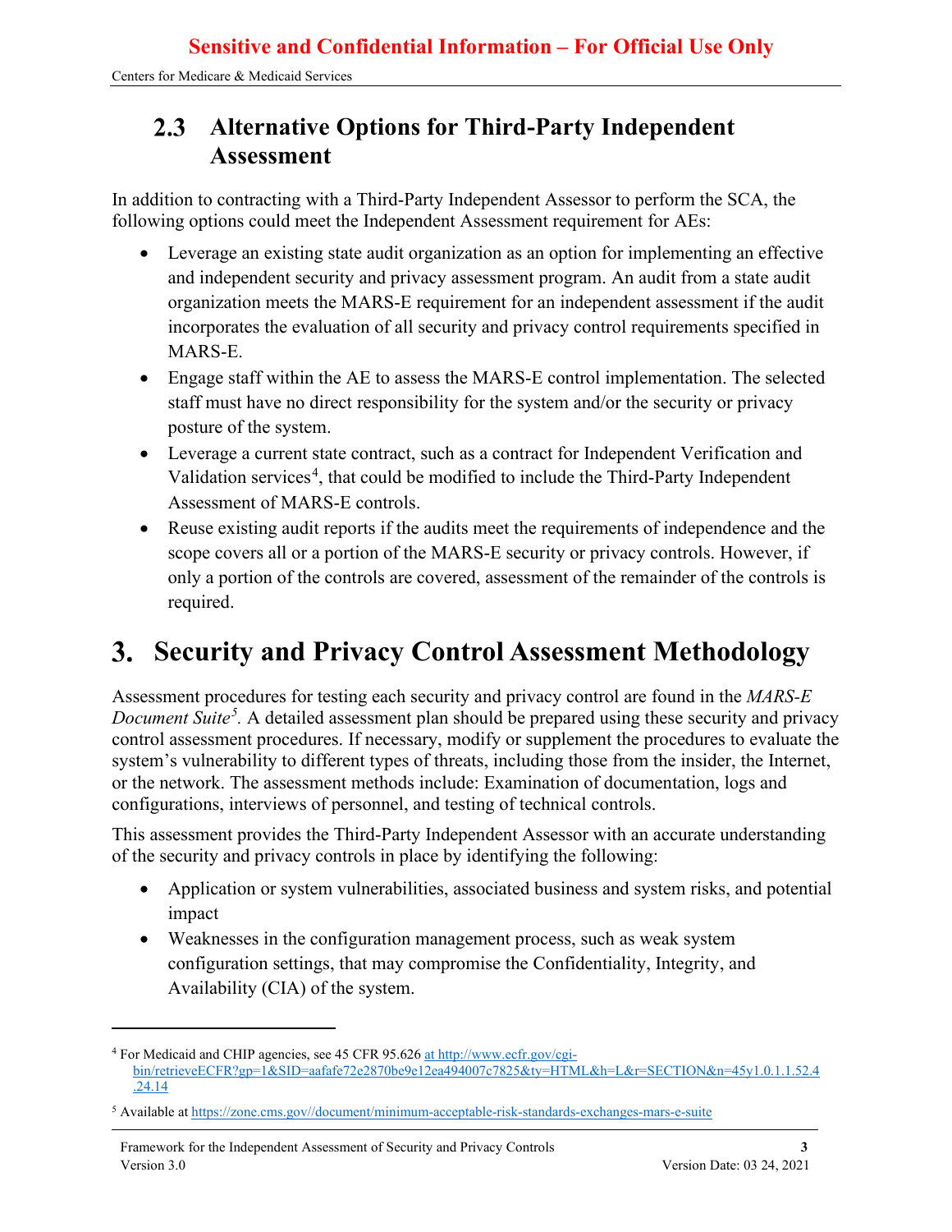## 2.3 Alternative Options for Third-Party Independent Assessment

In addition to contracting with a Third-Party Independent Assessor to perform the SCA, the following options could meet the Independent Assessment requirement for AEs:

- Leverage an existing state audit organization as an option for implementing an effective and independent security and privacy assessment program. An audit from a state audit organization meets the MARS-E requirement for an independent assessment if the audit incorporates the evaluation of all security and privacy control requirements specified in MARS-E.
- Engage staff within the AE to assess the MARS-E control implementation. The selected staff must have no direct responsibility for the system and/or the security or privacy posture of the system.
- Leverage a current state contract, such as a contract for Independent Verification and Validation services[4], that could be modified to include the Third-Party Independent Assessment of MARS-E controls.
- Reuse existing audit reports if the audits meet the requirements of independence and the scope covers all or a portion of the MARS-E security or privacy controls. However, if only a portion of the controls are covered, assessment of the remainder of the controls is required.

# 3. Security and Privacy Control Assessment Methodology

Assessment procedures for testing each security and privacy control are found in the *MARS-E Document Suite*[5]. A detailed assessment plan should be prepared using these security and privacy control assessment procedures. If necessary, modify or supplement the procedures to evaluate the system's vulnerability to different types of threats, including those from the insider, the Internet, or the network. The assessment methods include: Examination of documentation, logs and configurations, interviews of personnel, and testing of technical controls.

This assessment provides the Third-Party Independent Assessor with an accurate understanding of the security and privacy controls in place by identifying the following:

- Application or system vulnerabilities, associated business and system risks, and potential impact
- Weaknesses in the configuration management process, such as weak system configuration settings, that may compromise the Confidentiality, Integrity, and Availability (CIA) of the system.

---

[4] For Medicaid and CHIP agencies, see 45 CFR 95.626 at http://www.ecfr.gov/cgi-bin/retrieveECFR?gp=1&SID=aafafe72e2870be9e12ea494007c7825&ty=HTML&h=L&r=SECTION&n=45y1.0.1.1.52.4.24.14

[5] Available at https://zone.cms.gov//document/minimum-acceptable-risk-standards-exchanges-mars-e-suite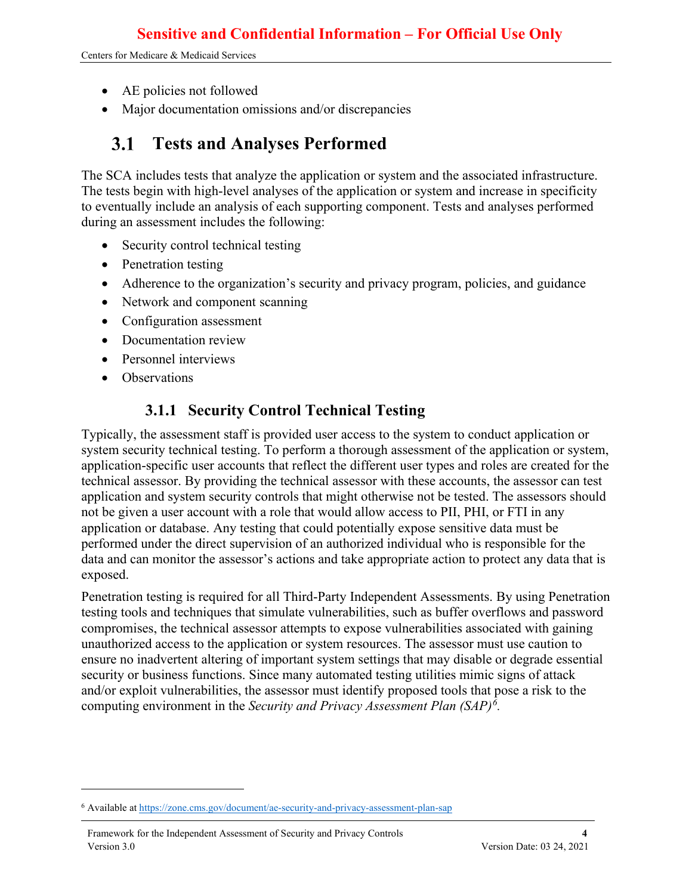- AE policies not followed
- Major documentation omissions and/or discrepancies

## 3.1 Tests and Analyses Performed

The SCA includes tests that analyze the application or system and the associated infrastructure. The tests begin with high-level analyses of the application or system and increase in specificity to eventually include an analysis of each supporting component. Tests and analyses performed during an assessment includes the following:

- Security control technical testing
- Penetration testing
- Adherence to the organization's security and privacy program, policies, and guidance
- Network and component scanning
- Configuration assessment
- Documentation review
- Personnel interviews
- Observations

### 3.1.1 Security Control Technical Testing

Typically, the assessment staff is provided user access to the system to conduct application or system security technical testing. To perform a thorough assessment of the application or system, application-specific user accounts that reflect the different user types and roles are created for the technical assessor. By providing the technical assessor with these accounts, the assessor can test application and system security controls that might otherwise not be tested. The assessors should not be given a user account with a role that would allow access to PII, PHI, or FTI in any application or database. Any testing that could potentially expose sensitive data must be performed under the direct supervision of an authorized individual who is responsible for the data and can monitor the assessor's actions and take appropriate action to protect any data that is exposed.

Penetration testing is required for all Third-Party Independent Assessments. By using Penetration testing tools and techniques that simulate vulnerabilities, such as buffer overflows and password compromises, the technical assessor attempts to expose vulnerabilities associated with gaining unauthorized access to the application or system resources. The assessor must use caution to ensure no inadvertent altering of important system settings that may disable or degrade essential security or business functions. Since many automated testing utilities mimic signs of attack and/or exploit vulnerabilities, the assessor must identify proposed tools that pose a risk to the computing environment in the *Security and Privacy Assessment Plan (SAP)*[6].

[6] Available at https://zone.cms.gov/document/ae-security-and-privacy-assessment-plan-sap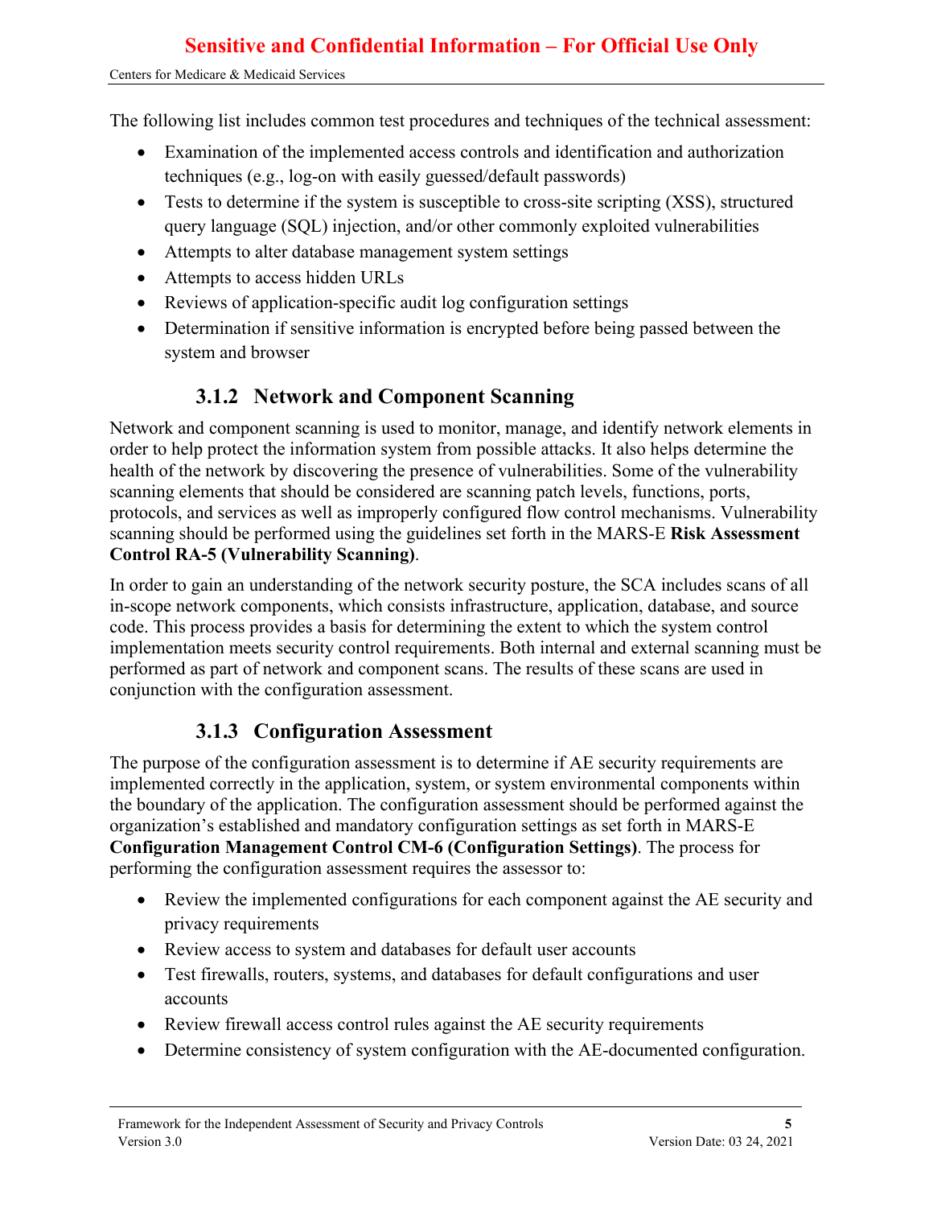The following list includes common test procedures and techniques of the technical assessment:

- Examination of the implemented access controls and identification and authorization techniques (e.g., log-on with easily guessed/default passwords)
- Tests to determine if the system is susceptible to cross-site scripting (XSS), structured query language (SQL) injection, and/or other commonly exploited vulnerabilities
- Attempts to alter database management system settings
- Attempts to access hidden URLs
- Reviews of application-specific audit log configuration settings
- Determination if sensitive information is encrypted before being passed between the system and browser

### 3.1.2 Network and Component Scanning

Network and component scanning is used to monitor, manage, and identify network elements in order to help protect the information system from possible attacks. It also helps determine the health of the network by discovering the presence of vulnerabilities. Some of the vulnerability scanning elements that should be considered are scanning patch levels, functions, ports, protocols, and services as well as improperly configured flow control mechanisms. Vulnerability scanning should be performed using the guidelines set forth in the MARS-E **Risk Assessment Control RA-5 (Vulnerability Scanning)**.

In order to gain an understanding of the network security posture, the SCA includes scans of all in-scope network components, which consists infrastructure, application, database, and source code. This process provides a basis for determining the extent to which the system control implementation meets security control requirements. Both internal and external scanning must be performed as part of network and component scans. The results of these scans are used in conjunction with the configuration assessment.

### 3.1.3 Configuration Assessment

The purpose of the configuration assessment is to determine if AE security requirements are implemented correctly in the application, system, or system environmental components within the boundary of the application. The configuration assessment should be performed against the organization's established and mandatory configuration settings as set forth in MARS-E **Configuration Management Control CM-6 (Configuration Settings)**. The process for performing the configuration assessment requires the assessor to:

- Review the implemented configurations for each component against the AE security and privacy requirements
- Review access to system and databases for default user accounts
- Test firewalls, routers, systems, and databases for default configurations and user accounts
- Review firewall access control rules against the AE security requirements
- Determine consistency of system configuration with the AE-documented configuration.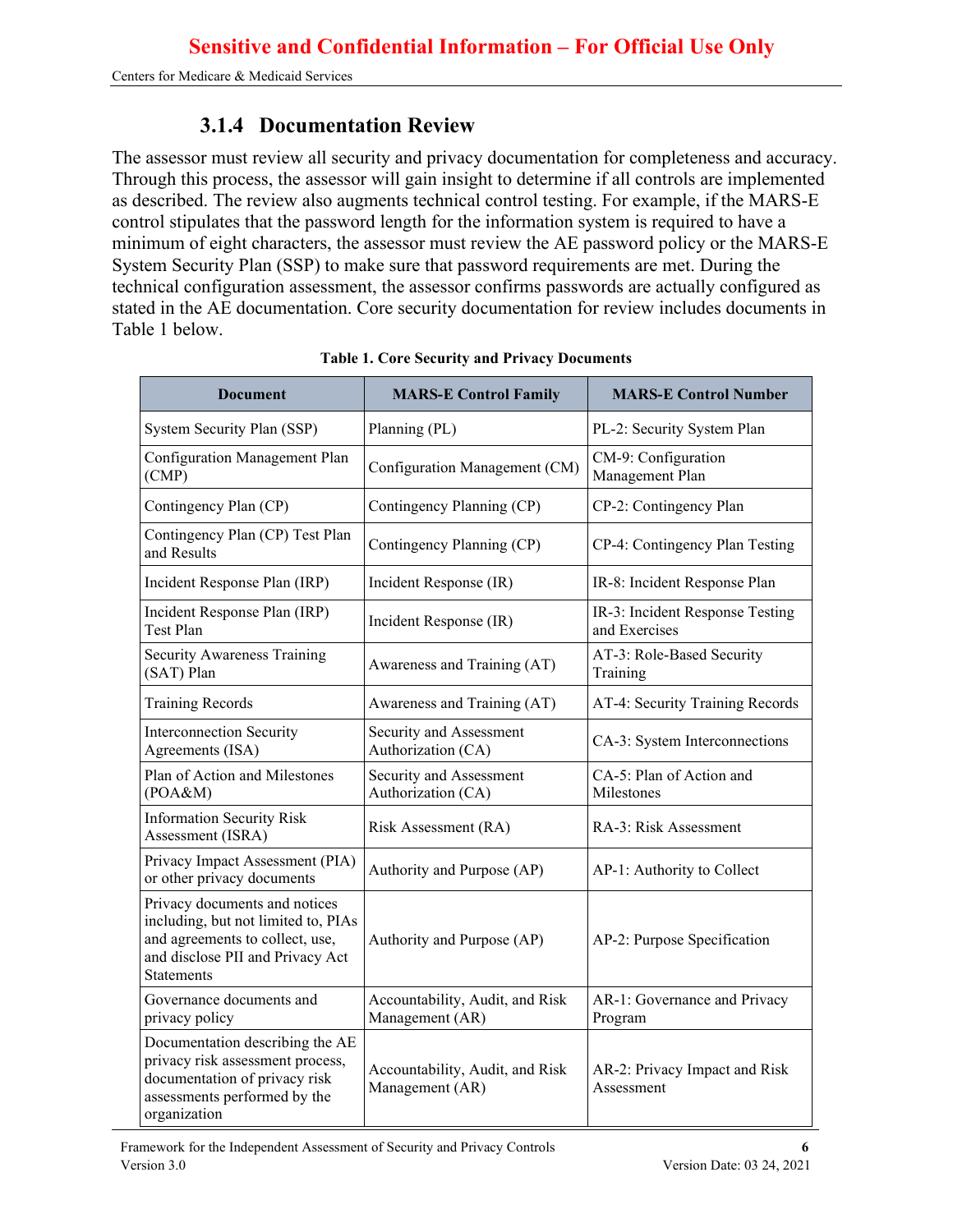### 3.1.4 Documentation Review

The assessor must review all security and privacy documentation for completeness and accuracy. Through this process, the assessor will gain insight to determine if all controls are implemented as described. The review also augments technical control testing. For example, if the MARS-E control stipulates that the password length for the information system is required to have a minimum of eight characters, the assessor must review the AE password policy or the MARS-E System Security Plan (SSP) to make sure that password requirements are met. During the technical configuration assessment, the assessor confirms passwords are actually configured as stated in the AE documentation. Core security documentation for review includes documents in Table 1 below.

**Table 1. Core Security and Privacy Documents**

| Document | MARS-E Control Family | MARS-E Control Number |
|---|---|---|
| System Security Plan (SSP) | Planning (PL) | PL-2: Security System Plan |
| Configuration Management Plan (CMP) | Configuration Management (CM) | CM-9: Configuration Management Plan |
| Contingency Plan (CP) | Contingency Planning (CP) | CP-2: Contingency Plan |
| Contingency Plan (CP) Test Plan and Results | Contingency Planning (CP) | CP-4: Contingency Plan Testing |
| Incident Response Plan (IRP) | Incident Response (IR) | IR-8: Incident Response Plan |
| Incident Response Plan (IRP) Test Plan | Incident Response (IR) | IR-3: Incident Response Testing and Exercises |
| Security Awareness Training (SAT) Plan | Awareness and Training (AT) | AT-3: Role-Based Security Training |
| Training Records | Awareness and Training (AT) | AT-4: Security Training Records |
| Interconnection Security Agreements (ISA) | Security and Assessment Authorization (CA) | CA-3: System Interconnections |
| Plan of Action and Milestones (POA&M) | Security and Assessment Authorization (CA) | CA-5: Plan of Action and Milestones |
| Information Security Risk Assessment (ISRA) | Risk Assessment (RA) | RA-3: Risk Assessment |
| Privacy Impact Assessment (PIA) or other privacy documents | Authority and Purpose (AP) | AP-1: Authority to Collect |
| Privacy documents and notices including, but not limited to, PIAs and agreements to collect, use, and disclose PII and Privacy Act Statements | Authority and Purpose (AP) | AP-2: Purpose Specification |
| Governance documents and privacy policy | Accountability, Audit, and Risk Management (AR) | AR-1: Governance and Privacy Program |
| Documentation describing the AE privacy risk assessment process, documentation of privacy risk assessments performed by the organization | Accountability, Audit, and Risk Management (AR) | AR-2: Privacy Impact and Risk Assessment |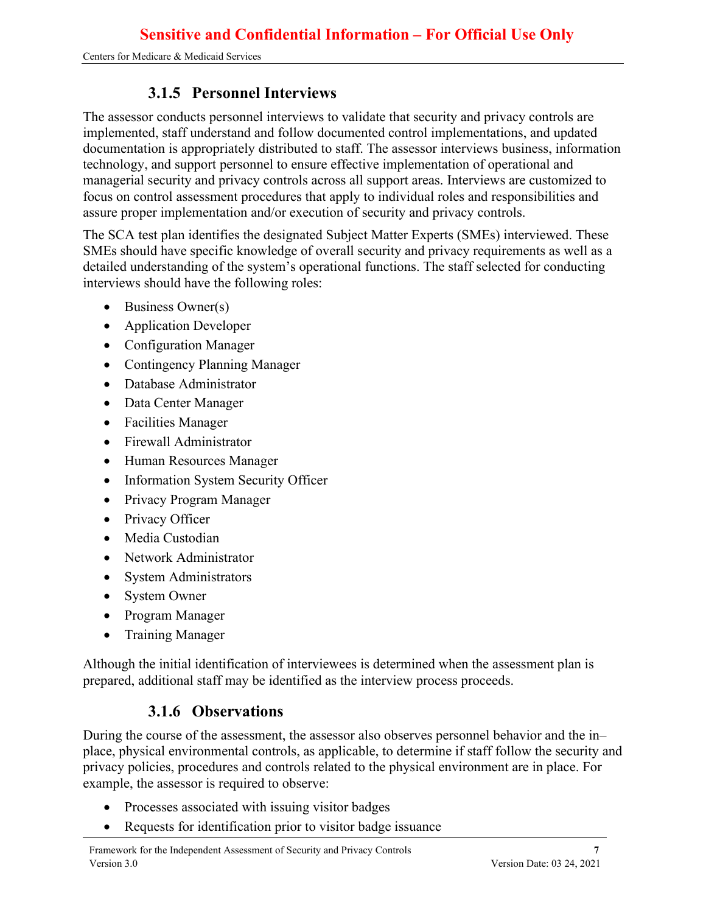### 3.1.5 Personnel Interviews

The assessor conducts personnel interviews to validate that security and privacy controls are implemented, staff understand and follow documented control implementations, and updated documentation is appropriately distributed to staff. The assessor interviews business, information technology, and support personnel to ensure effective implementation of operational and managerial security and privacy controls across all support areas. Interviews are customized to focus on control assessment procedures that apply to individual roles and responsibilities and assure proper implementation and/or execution of security and privacy controls.

The SCA test plan identifies the designated Subject Matter Experts (SMEs) interviewed. These SMEs should have specific knowledge of overall security and privacy requirements as well as a detailed understanding of the system's operational functions. The staff selected for conducting interviews should have the following roles:

- Business Owner(s)
- Application Developer
- Configuration Manager
- Contingency Planning Manager
- Database Administrator
- Data Center Manager
- Facilities Manager
- Firewall Administrator
- Human Resources Manager
- Information System Security Officer
- Privacy Program Manager
- Privacy Officer
- Media Custodian
- Network Administrator
- System Administrators
- System Owner
- Program Manager
- Training Manager

Although the initial identification of interviewees is determined when the assessment plan is prepared, additional staff may be identified as the interview process proceeds.

### 3.1.6 Observations

During the course of the assessment, the assessor also observes personnel behavior and the in–place, physical environmental controls, as applicable, to determine if staff follow the security and privacy policies, procedures and controls related to the physical environment are in place. For example, the assessor is required to observe:

- Processes associated with issuing visitor badges
- Requests for identification prior to visitor badge issuance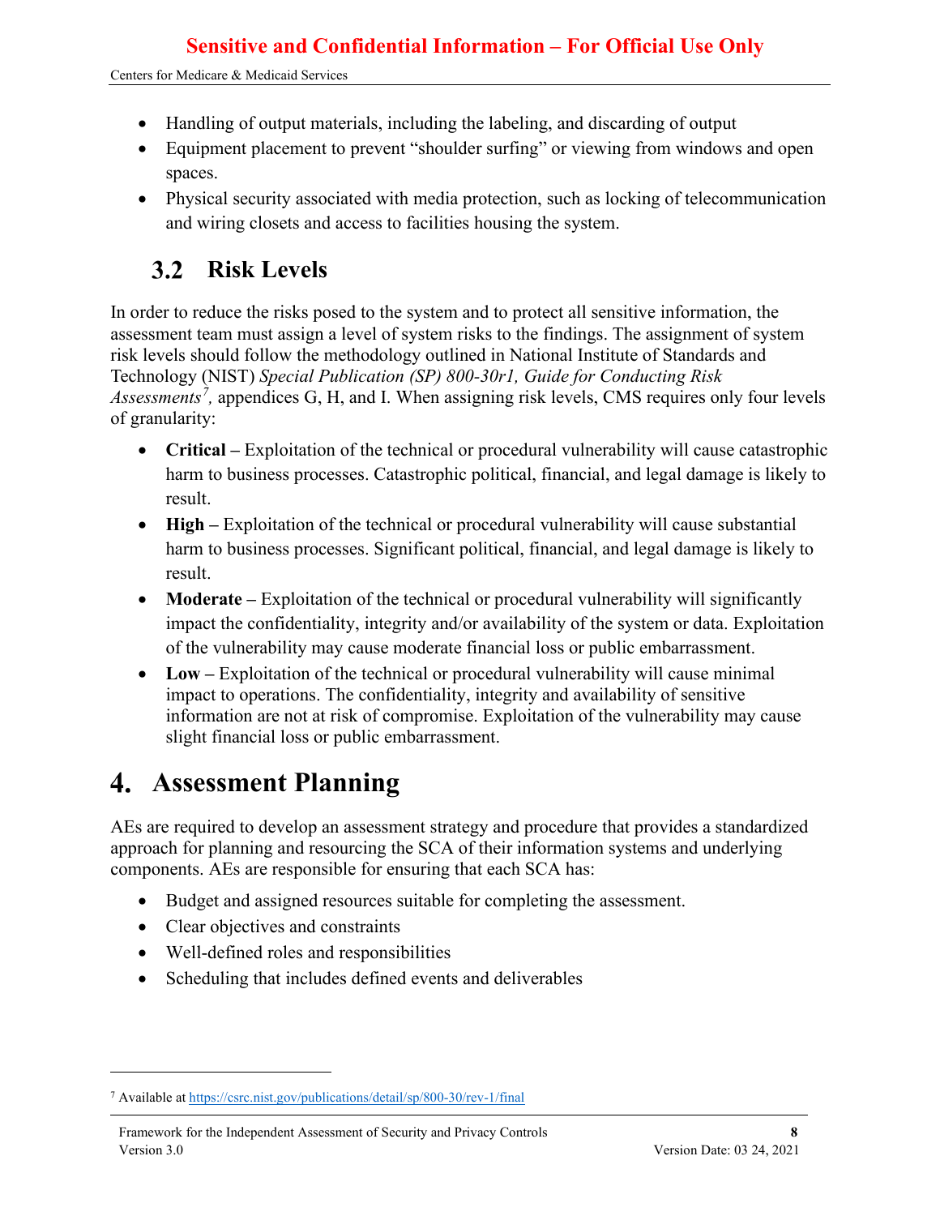- Handling of output materials, including the labeling, and discarding of output
- Equipment placement to prevent "shoulder surfing" or viewing from windows and open spaces.
- Physical security associated with media protection, such as locking of telecommunication and wiring closets and access to facilities housing the system.

## 3.2 Risk Levels

In order to reduce the risks posed to the system and to protect all sensitive information, the assessment team must assign a level of system risks to the findings. The assignment of system risk levels should follow the methodology outlined in National Institute of Standards and Technology (NIST) *Special Publication (SP) 800-30r1, Guide for Conducting Risk Assessments*[7], appendices G, H, and I. When assigning risk levels, CMS requires only four levels of granularity:

- **Critical –** Exploitation of the technical or procedural vulnerability will cause catastrophic harm to business processes. Catastrophic political, financial, and legal damage is likely to result.
- **High –** Exploitation of the technical or procedural vulnerability will cause substantial harm to business processes. Significant political, financial, and legal damage is likely to result.
- **Moderate –** Exploitation of the technical or procedural vulnerability will significantly impact the confidentiality, integrity and/or availability of the system or data. Exploitation of the vulnerability may cause moderate financial loss or public embarrassment.
- **Low –** Exploitation of the technical or procedural vulnerability will cause minimal impact to operations. The confidentiality, integrity and availability of sensitive information are not at risk of compromise. Exploitation of the vulnerability may cause slight financial loss or public embarrassment.

# 4. Assessment Planning

AEs are required to develop an assessment strategy and procedure that provides a standardized approach for planning and resourcing the SCA of their information systems and underlying components. AEs are responsible for ensuring that each SCA has:

- Budget and assigned resources suitable for completing the assessment.
- Clear objectives and constraints
- Well-defined roles and responsibilities
- Scheduling that includes defined events and deliverables

[7] Available at https://csrc.nist.gov/publications/detail/sp/800-30/rev-1/final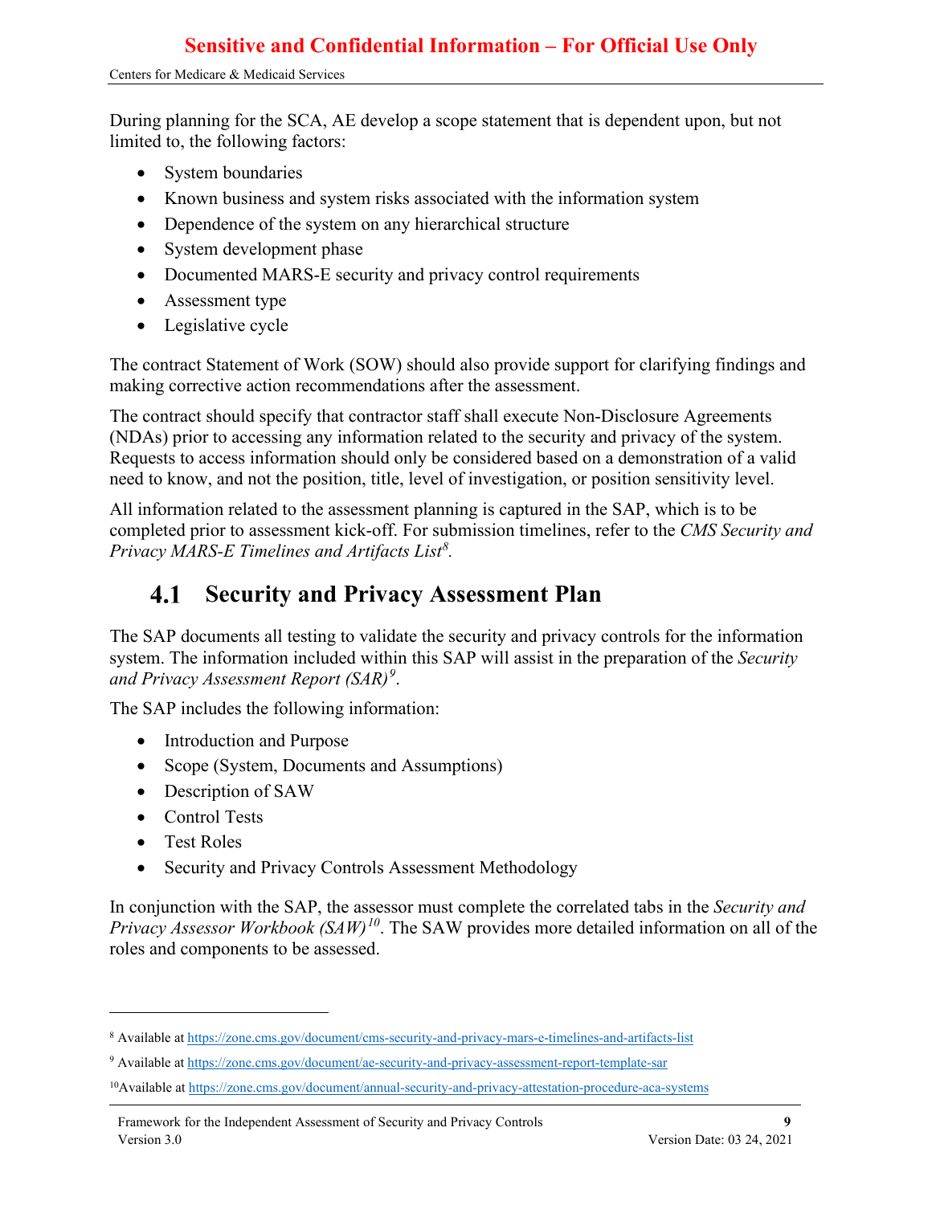During planning for the SCA, AE develop a scope statement that is dependent upon, but not limited to, the following factors:

- System boundaries
- Known business and system risks associated with the information system
- Dependence of the system on any hierarchical structure
- System development phase
- Documented MARS-E security and privacy control requirements
- Assessment type
- Legislative cycle

The contract Statement of Work (SOW) should also provide support for clarifying findings and making corrective action recommendations after the assessment.

The contract should specify that contractor staff shall execute Non-Disclosure Agreements (NDAs) prior to accessing any information related to the security and privacy of the system. Requests to access information should only be considered based on a demonstration of a valid need to know, and not the position, title, level of investigation, or position sensitivity level.

All information related to the assessment planning is captured in the SAP, which is to be completed prior to assessment kick-off. For submission timelines, refer to the *CMS Security and Privacy MARS-E Timelines and Artifacts List*[8].

## 4.1 Security and Privacy Assessment Plan

The SAP documents all testing to validate the security and privacy controls for the information system. The information included within this SAP will assist in the preparation of the *Security and Privacy Assessment Report (SAR)*[9].

The SAP includes the following information:

- Introduction and Purpose
- Scope (System, Documents and Assumptions)
- Description of SAW
- Control Tests
- Test Roles
- Security and Privacy Controls Assessment Methodology

In conjunction with the SAP, the assessor must complete the correlated tabs in the *Security and Privacy Assessor Workbook (SAW)*[10]. The SAW provides more detailed information on all of the roles and components to be assessed.

---

[8] Available at https://zone.cms.gov/document/cms-security-and-privacy-mars-e-timelines-and-artifacts-list

[9] Available at https://zone.cms.gov/document/ae-security-and-privacy-assessment-report-template-sar

[10] Available at https://zone.cms.gov/document/annual-security-and-privacy-attestation-procedure-aca-systems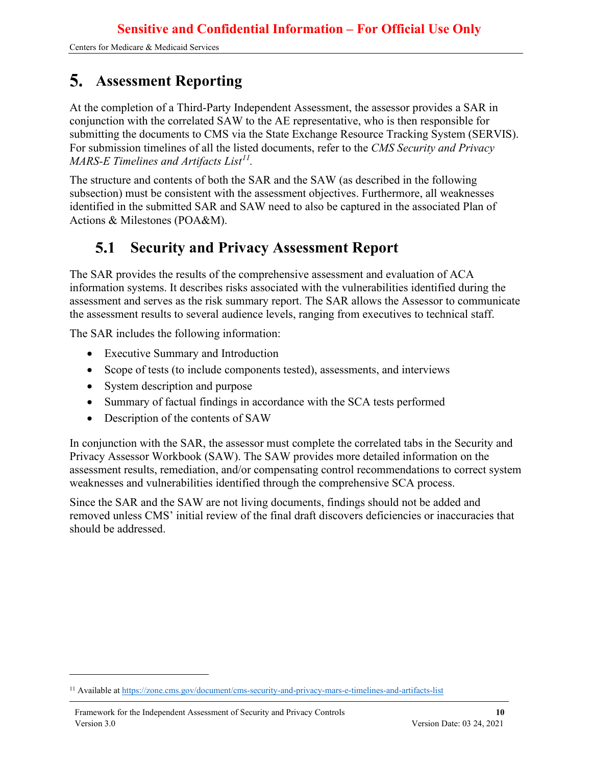# 5. Assessment Reporting

At the completion of a Third-Party Independent Assessment, the assessor provides a SAR in conjunction with the correlated SAW to the AE representative, who is then responsible for submitting the documents to CMS via the State Exchange Resource Tracking System (SERVIS). For submission timelines of all the listed documents, refer to the *CMS Security and Privacy MARS-E Timelines and Artifacts List*[11].

The structure and contents of both the SAR and the SAW (as described in the following subsection) must be consistent with the assessment objectives. Furthermore, all weaknesses identified in the submitted SAR and SAW need to also be captured in the associated Plan of Actions & Milestones (POA&M).

## 5.1 Security and Privacy Assessment Report

The SAR provides the results of the comprehensive assessment and evaluation of ACA information systems. It describes risks associated with the vulnerabilities identified during the assessment and serves as the risk summary report. The SAR allows the Assessor to communicate the assessment results to several audience levels, ranging from executives to technical staff.

The SAR includes the following information:

- Executive Summary and Introduction
- Scope of tests (to include components tested), assessments, and interviews
- System description and purpose
- Summary of factual findings in accordance with the SCA tests performed
- Description of the contents of SAW

In conjunction with the SAR, the assessor must complete the correlated tabs in the Security and Privacy Assessor Workbook (SAW). The SAW provides more detailed information on the assessment results, remediation, and/or compensating control recommendations to correct system weaknesses and vulnerabilities identified through the comprehensive SCA process.

Since the SAR and the SAW are not living documents, findings should not be added and removed unless CMS' initial review of the final draft discovers deficiencies or inaccuracies that should be addressed.

---

[11] Available at https://zone.cms.gov/document/cms-security-and-privacy-mars-e-timelines-and-artifacts-list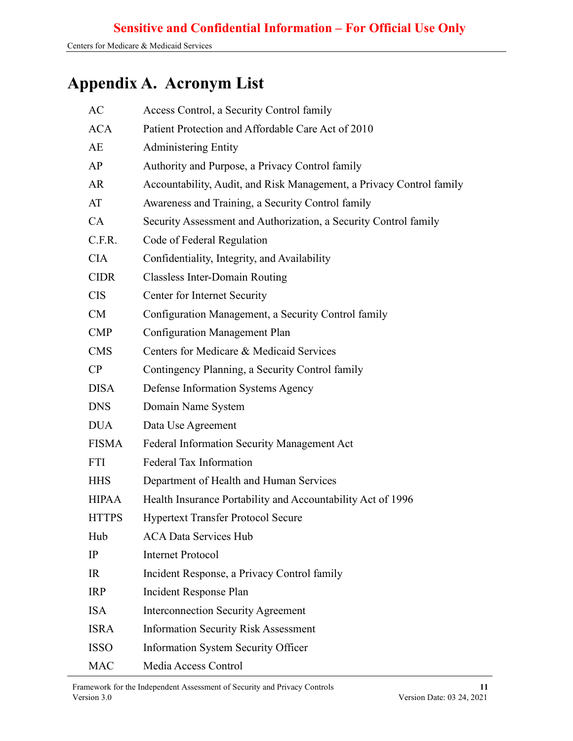# Appendix A. Acronym List

| | |
|---|---|
| AC | Access Control, a Security Control family |
| ACA | Patient Protection and Affordable Care Act of 2010 |
| AE | Administering Entity |
| AP | Authority and Purpose, a Privacy Control family |
| AR | Accountability, Audit, and Risk Management, a Privacy Control family |
| AT | Awareness and Training, a Security Control family |
| CA | Security Assessment and Authorization, a Security Control family |
| C.F.R. | Code of Federal Regulation |
| CIA | Confidentiality, Integrity, and Availability |
| CIDR | Classless Inter-Domain Routing |
| CIS | Center for Internet Security |
| CM | Configuration Management, a Security Control family |
| CMP | Configuration Management Plan |
| CMS | Centers for Medicare & Medicaid Services |
| CP | Contingency Planning, a Security Control family |
| DISA | Defense Information Systems Agency |
| DNS | Domain Name System |
| DUA | Data Use Agreement |
| FISMA | Federal Information Security Management Act |
| FTI | Federal Tax Information |
| HHS | Department of Health and Human Services |
| HIPAA | Health Insurance Portability and Accountability Act of 1996 |
| HTTPS | Hypertext Transfer Protocol Secure |
| Hub | ACA Data Services Hub |
| IP | Internet Protocol |
| IR | Incident Response, a Privacy Control family |
| IRP | Incident Response Plan |
| ISA | Interconnection Security Agreement |
| ISRA | Information Security Risk Assessment |
| ISSO | Information System Security Officer |
| MAC | Media Access Control |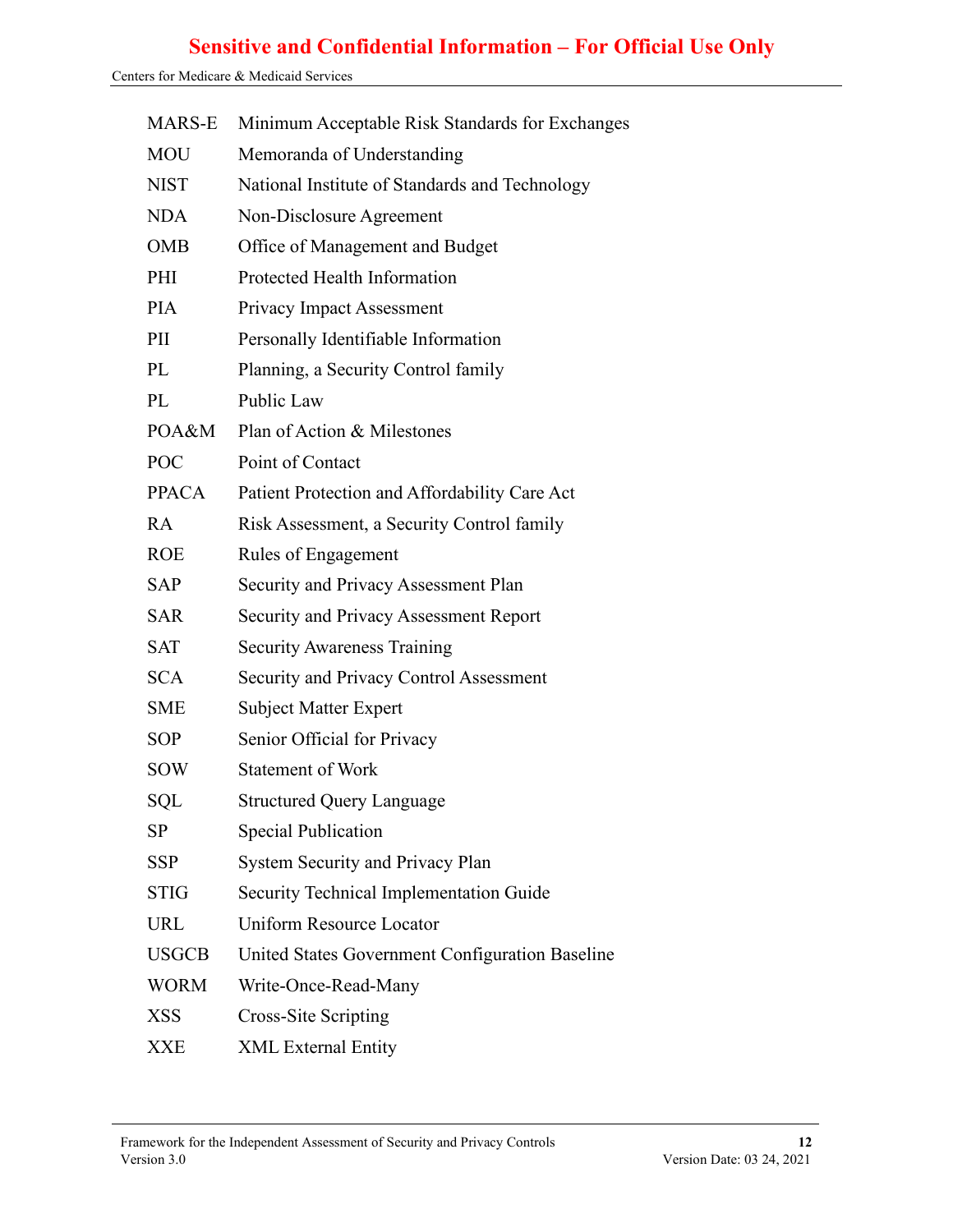| | |
|---|---|
| MARS-E | Minimum Acceptable Risk Standards for Exchanges |
| MOU | Memoranda of Understanding |
| NIST | National Institute of Standards and Technology |
| NDA | Non-Disclosure Agreement |
| OMB | Office of Management and Budget |
| PHI | Protected Health Information |
| PIA | Privacy Impact Assessment |
| PII | Personally Identifiable Information |
| PL | Planning, a Security Control family |
| PL | Public Law |
| POA&M | Plan of Action & Milestones |
| POC | Point of Contact |
| PPACA | Patient Protection and Affordability Care Act |
| RA | Risk Assessment, a Security Control family |
| ROE | Rules of Engagement |
| SAP | Security and Privacy Assessment Plan |
| SAR | Security and Privacy Assessment Report |
| SAT | Security Awareness Training |
| SCA | Security and Privacy Control Assessment |
| SME | Subject Matter Expert |
| SOP | Senior Official for Privacy |
| SOW | Statement of Work |
| SQL | Structured Query Language |
| SP | Special Publication |
| SSP | System Security and Privacy Plan |
| STIG | Security Technical Implementation Guide |
| URL | Uniform Resource Locator |
| USGCB | United States Government Configuration Baseline |
| WORM | Write-Once-Read-Many |
| XSS | Cross-Site Scripting |
| XXE | XML External Entity |